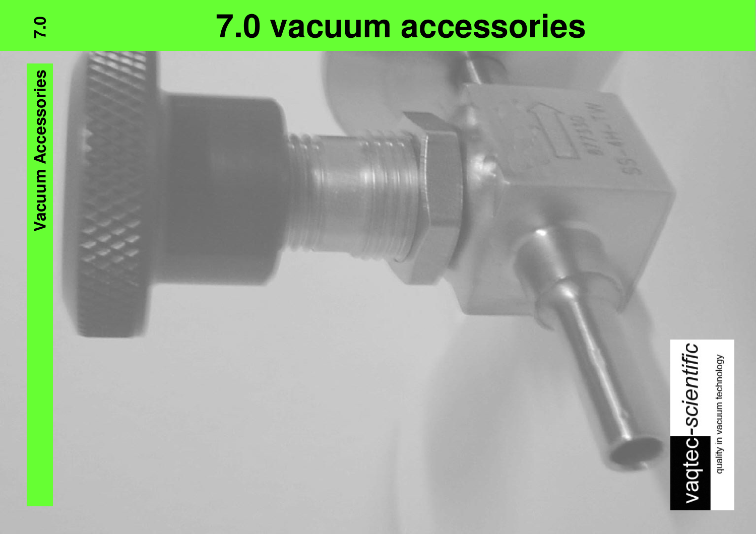# 7.0 vacuum accessories

Vacuum Accessories

vaqtec-scientific

quality in vacuum technology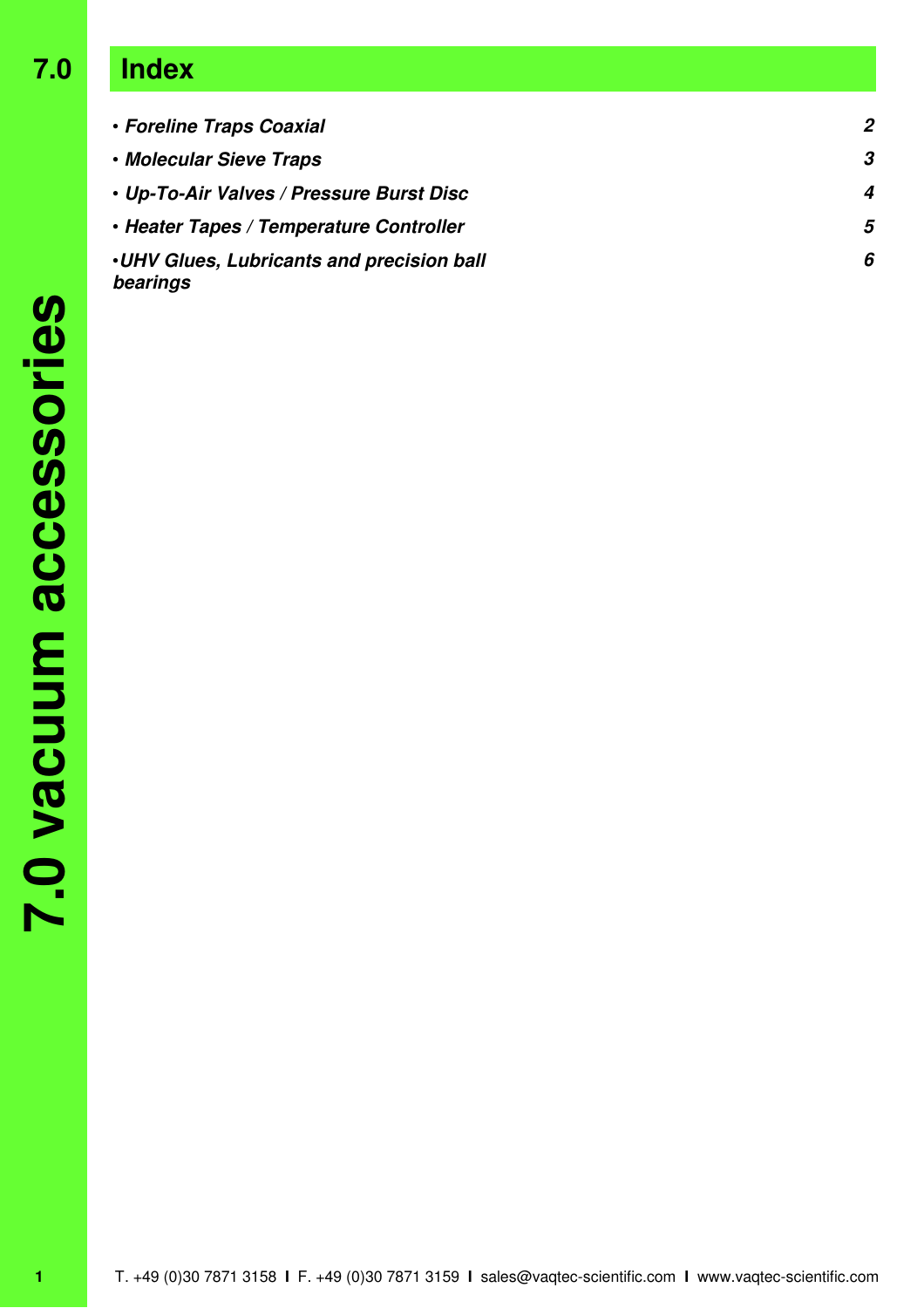# 7.0 Index

| | |
|---|---|
| • ***Foreline Traps Coaxial*** | ***2*** |
| • ***Molecular Sieve Traps*** | ***3*** |
| • ***Up-To-Air Valves / Pressure Burst Disc*** | ***4*** |
| • ***Heater Tapes / Temperature Controller*** | ***5*** |
| •***UHV Glues, Lubricants and precision ball bearings*** | ***6*** |

**7.0 vacuum accessories**

T. +49 (0)30 7871 3158 I F. +49 (0)30 7871 3159 I sales@vaqtec-scientific.com I www.vaqtec-scientific.com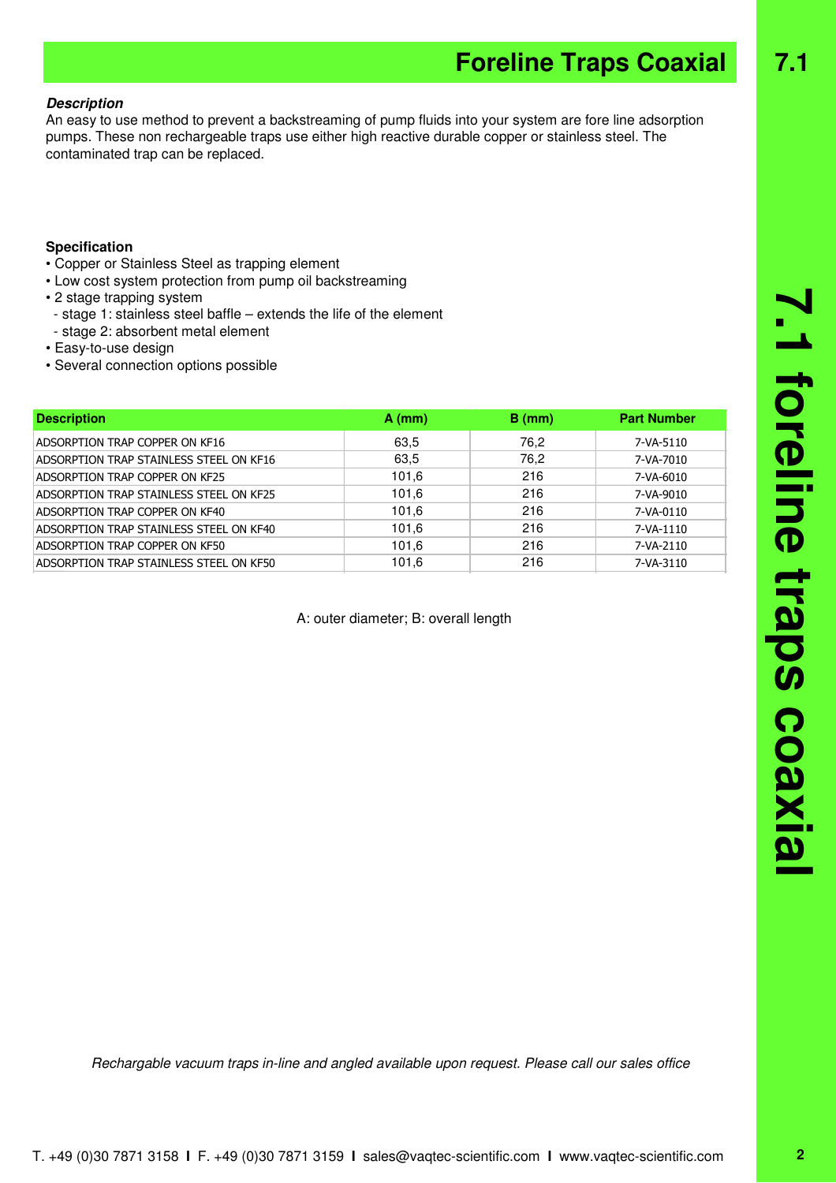# Foreline Traps Coaxial

***Description***
An easy to use method to prevent a backstreaming of pump fluids into your system are fore line adsorption pumps. These non rechargeable traps use either high reactive durable copper or stainless steel. The contaminated trap can be replaced.

**Specification**
- Copper or Stainless Steel as trapping element
- Low cost system protection from pump oil backstreaming
- 2 stage trapping system
  - stage 1: stainless steel baffle – extends the life of the element
  - stage 2: absorbent metal element
- Easy-to-use design
- Several connection options possible

| Description | A (mm) | B (mm) | Part Number |
|---|---|---|---|
| ADSORPTION TRAP COPPER ON KF16 | 63,5 | 76,2 | 7-VA-5110 |
| ADSORPTION TRAP STAINLESS STEEL ON KF16 | 63,5 | 76,2 | 7-VA-7010 |
| ADSORPTION TRAP COPPER ON KF25 | 101,6 | 216 | 7-VA-6010 |
| ADSORPTION TRAP STAINLESS STEEL ON KF25 | 101,6 | 216 | 7-VA-9010 |
| ADSORPTION TRAP COPPER ON KF40 | 101,6 | 216 | 7-VA-0110 |
| ADSORPTION TRAP STAINLESS STEEL ON KF40 | 101,6 | 216 | 7-VA-1110 |
| ADSORPTION TRAP COPPER ON KF50 | 101,6 | 216 | 7-VA-2110 |
| ADSORPTION TRAP STAINLESS STEEL ON KF50 | 101,6 | 216 | 7-VA-3110 |

A: outer diameter; B: overall length

*Rechargable vacuum traps in-line and angled available upon request. Please call our sales office*

T. +49 (0)30 7871 3158 **I** F. +49 (0)30 7871 3159 **I** sales@vaqtec-scientific.com **I** www.vaqtec-scientific.com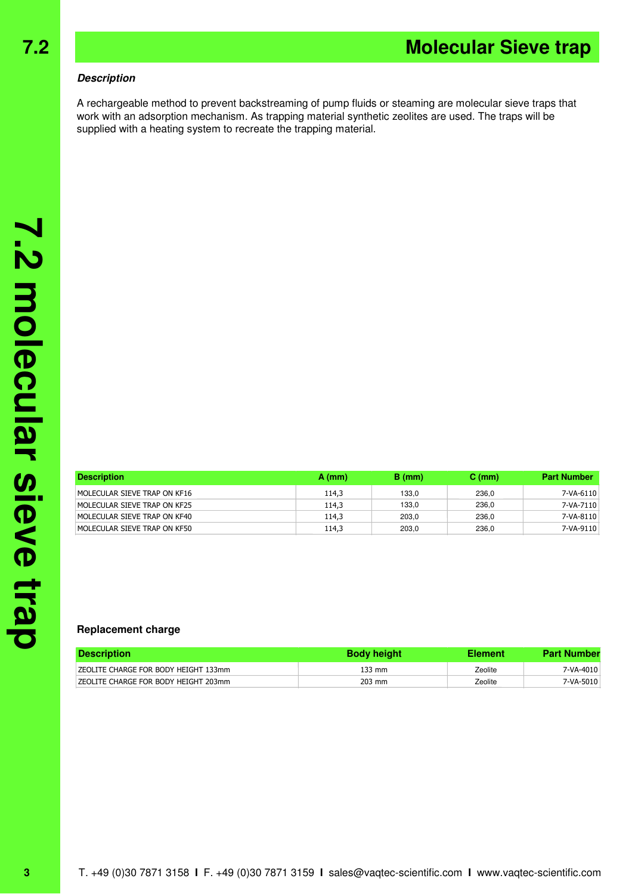# 7.2 Molecular Sieve trap

***Description***

A rechargeable method to prevent backstreaming of pump fluids or steaming are molecular sieve traps that work with an adsorption mechanism. As trapping material synthetic zeolites are used. The traps will be supplied with a heating system to recreate the trapping material.

| Description | A (mm) | B (mm) | C (mm) | Part Number |
|---|---|---|---|---|
| MOLECULAR SIEVE TRAP ON KF16 | 114,3 | 133,0 | 236,0 | 7-VA-6110 |
| MOLECULAR SIEVE TRAP ON KF25 | 114,3 | 133,0 | 236,0 | 7-VA-7110 |
| MOLECULAR SIEVE TRAP ON KF40 | 114,3 | 203,0 | 236,0 | 7-VA-8110 |
| MOLECULAR SIEVE TRAP ON KF50 | 114,3 | 203,0 | 236,0 | 7-VA-9110 |

**Replacement charge**

| Description | Body height | Element | Part Number |
|---|---|---|---|
| ZEOLITE CHARGE FOR BODY HEIGHT 133mm | 133 mm | Zeolite | 7-VA-4010 |
| ZEOLITE CHARGE FOR BODY HEIGHT 203mm | 203 mm | Zeolite | 7-VA-5010 |

T. +49 (0)30 7871 3158 I F. +49 (0)30 7871 3159 I sales@vaqtec-scientific.com I www.vaqtec-scientific.com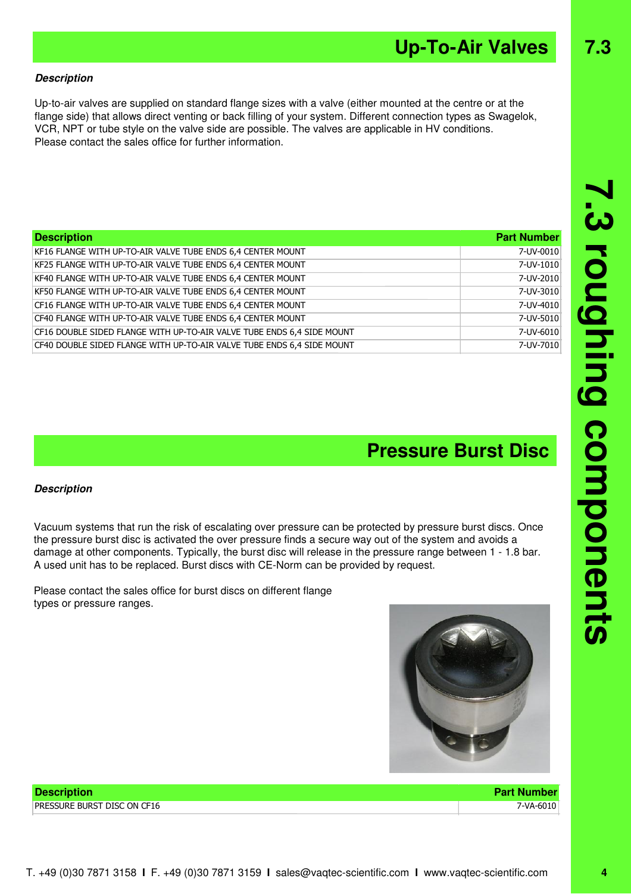## Up-To-Air Valves

***Description***

Up-to-air valves are supplied on standard flange sizes with a valve (either mounted at the centre or at the flange side) that allows direct venting or back filling of your system. Different connection types as Swagelok, VCR, NPT or tube style on the valve side are possible. The valves are applicable in HV conditions.
Please contact the sales office for further information.

| Description | Part Number |
|---|---|
| KF16 FLANGE WITH UP-TO-AIR VALVE TUBE ENDS 6,4 CENTER MOUNT | 7-UV-0010 |
| KF25 FLANGE WITH UP-TO-AIR VALVE TUBE ENDS 6,4 CENTER MOUNT | 7-UV-1010 |
| KF40 FLANGE WITH UP-TO-AIR VALVE TUBE ENDS 6,4 CENTER MOUNT | 7-UV-2010 |
| KF50 FLANGE WITH UP-TO-AIR VALVE TUBE ENDS 6,4 CENTER MOUNT | 7-UV-3010 |
| CF16 FLANGE WITH UP-TO-AIR VALVE TUBE ENDS 6,4 CENTER MOUNT | 7-UV-4010 |
| CF40 FLANGE WITH UP-TO-AIR VALVE TUBE ENDS 6,4 CENTER MOUNT | 7-UV-5010 |
| CF16 DOUBLE SIDED FLANGE WITH UP-TO-AIR VALVE TUBE ENDS 6,4 SIDE MOUNT | 7-UV-6010 |
| CF40 DOUBLE SIDED FLANGE WITH UP-TO-AIR VALVE TUBE ENDS 6,4 SIDE MOUNT | 7-UV-7010 |

## Pressure Burst Disc

***Description***

Vacuum systems that run the risk of escalating over pressure can be protected by pressure burst discs. Once the pressure burst disc is activated the over pressure finds a secure way out of the system and avoids a damage at other components. Typically, the burst disc will release in the pressure range between 1 - 1.8 bar. A used unit has to be replaced. Burst discs with CE-Norm can be provided by request.

Please contact the sales office for burst discs on different flange types or pressure ranges.

| Description | Part Number |
|---|---|
| PRESSURE BURST DISC ON CF16 | 7-VA-6010 |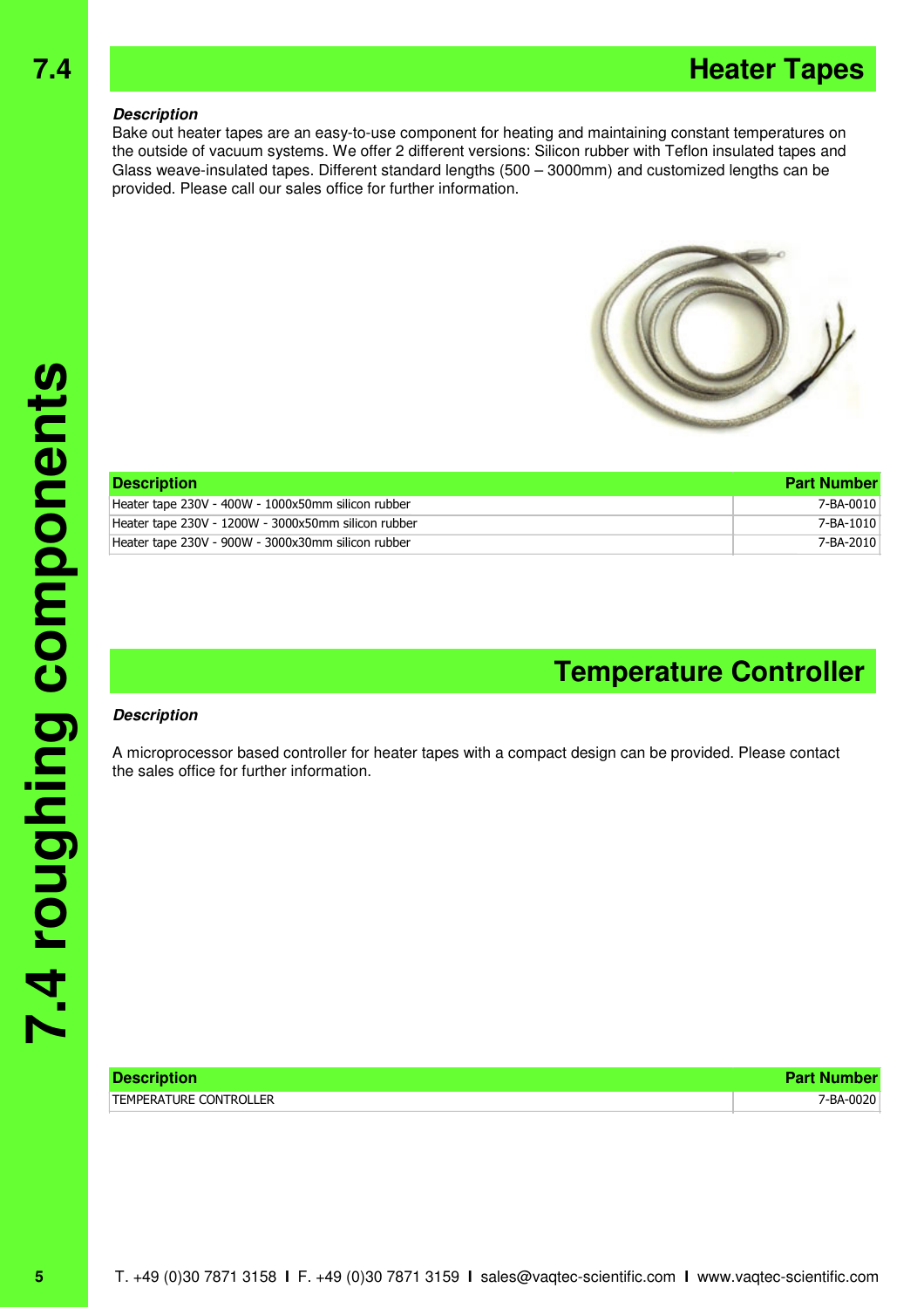# 7.4 Heater Tapes

***Description***

Bake out heater tapes are an easy-to-use component for heating and maintaining constant temperatures on the outside of vacuum systems. We offer 2 different versions: Silicon rubber with Teflon insulated tapes and Glass weave-insulated tapes. Different standard lengths (500 – 3000mm) and customized lengths can be provided. Please call our sales office for further information.

| Description | Part Number |
|---|---|
| Heater tape 230V - 400W - 1000x50mm silicon rubber | 7-BA-0010 |
| Heater tape 230V - 1200W - 3000x50mm silicon rubber | 7-BA-1010 |
| Heater tape 230V - 900W - 3000x30mm silicon rubber | 7-BA-2010 |

# Temperature Controller

***Description***

A microprocessor based controller for heater tapes with a compact design can be provided. Please contact the sales office for further information.

| Description | Part Number |
|---|---|
| TEMPERATURE CONTROLLER | 7-BA-0020 |

T. +49 (0)30 7871 3158 I F. +49 (0)30 7871 3159 I sales@vaqtec-scientific.com I www.vaqtec-scientific.com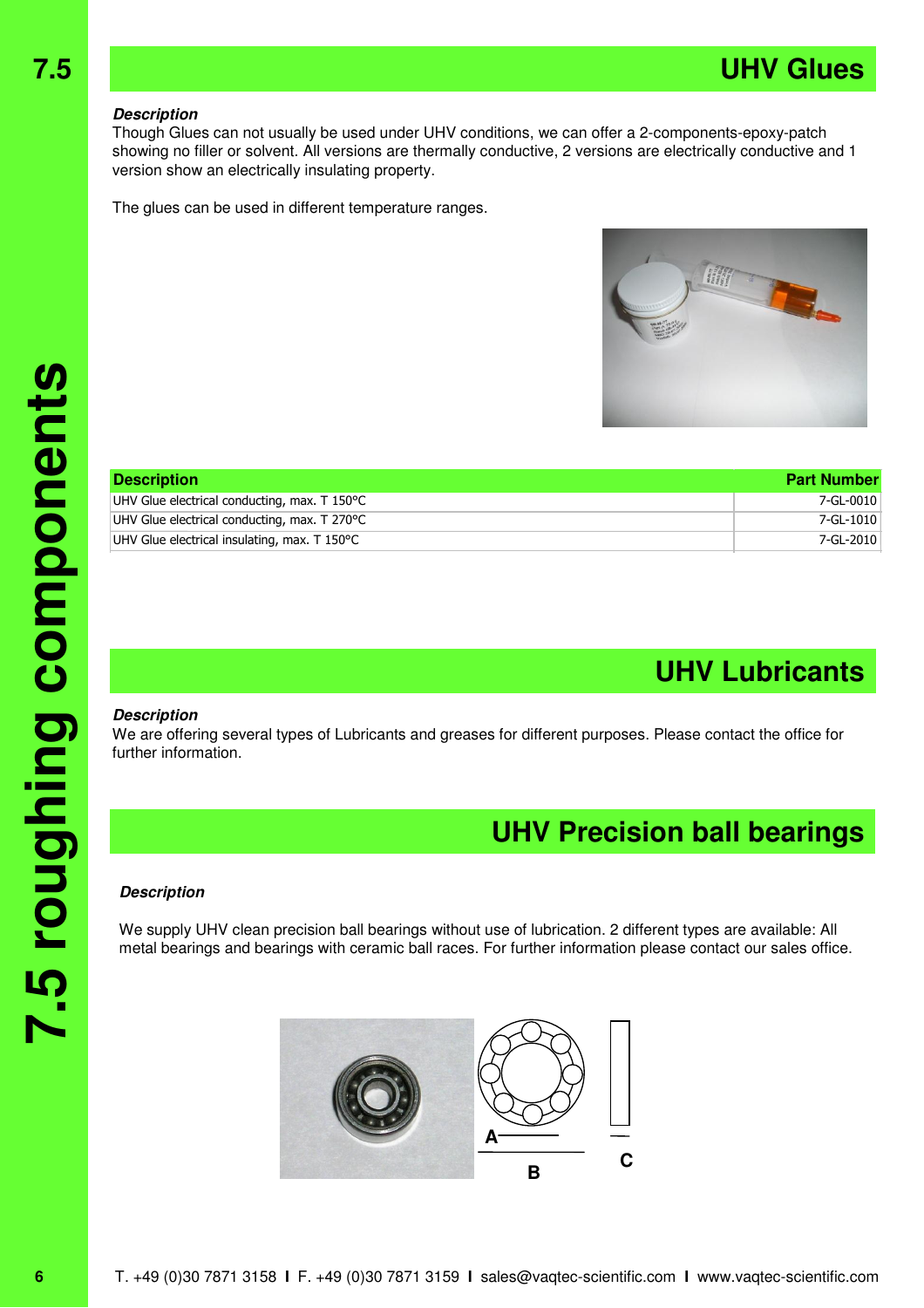# UHV Glues

***Description***

Though Glues can not usually be used under UHV conditions, we can offer a 2-components-epoxy-patch showing no filler or solvent. All versions are thermally conductive, 2 versions are electrically conductive and 1 version show an electrically insulating property.

The glues can be used in different temperature ranges.

| Description | Part Number |
|---|---|
| UHV Glue electrical conducting, max. T 150°C | 7-GL-0010 |
| UHV Glue electrical conducting, max. T 270°C | 7-GL-1010 |
| UHV Glue electrical insulating, max. T 150°C | 7-GL-2010 |

# UHV Lubricants

***Description***

We are offering several types of Lubricants and greases for different purposes. Please contact the office for further information.

# UHV Precision ball bearings

***Description***

We supply UHV clean precision ball bearings without use of lubrication. 2 different types are available: All metal bearings and bearings with ceramic ball races. For further information please contact our sales office.

A B C

T. +49 (0)30 7871 3158 I F. +49 (0)30 7871 3159 I sales@vaqtec-scientific.com I www.vaqtec-scientific.com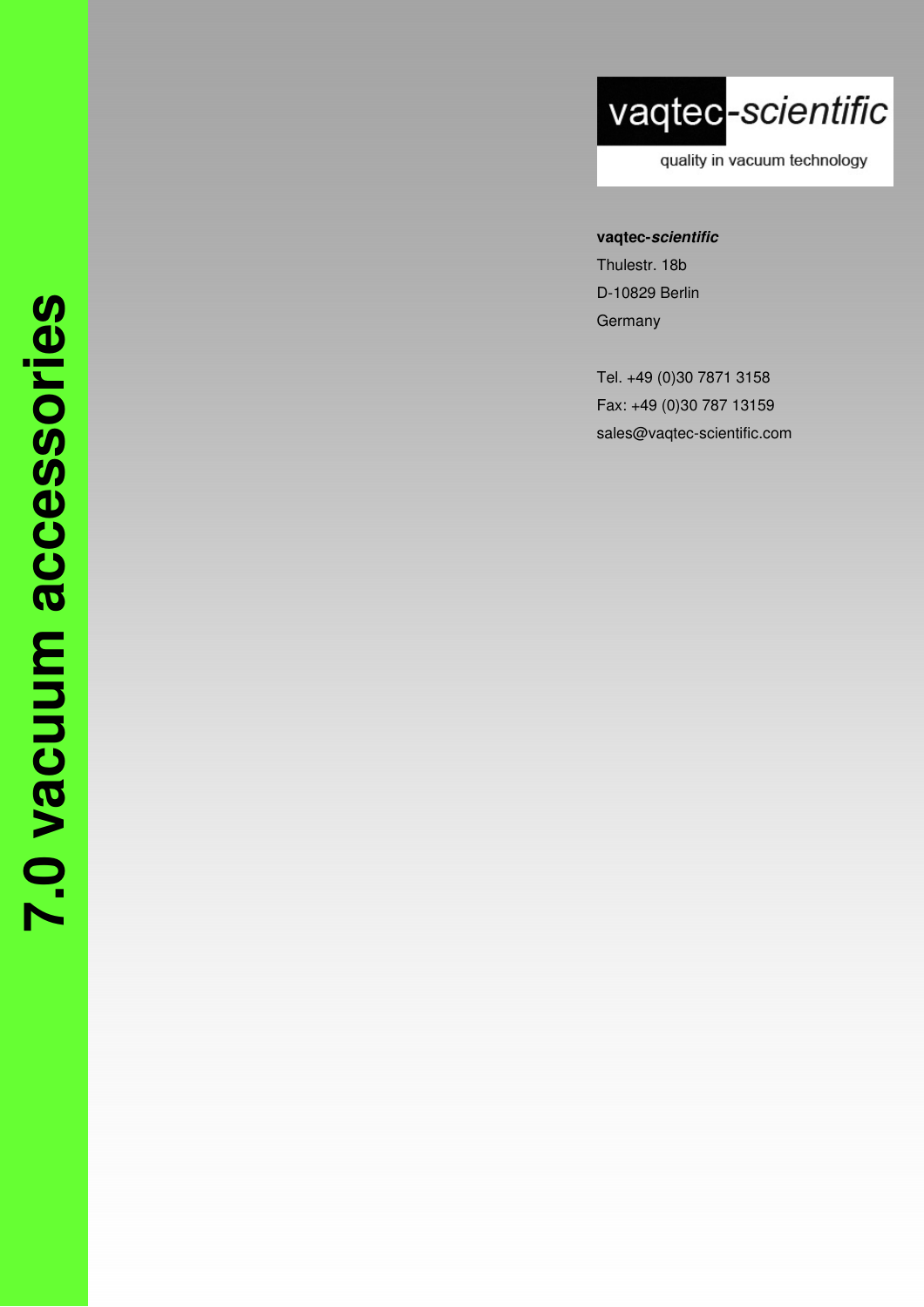# 7.0 vacuum accessories

vaqtec-scientific

quality in vacuum technology

**vaqtec-*scientific***

Thulestr. 18b

D-10829 Berlin

Germany

Tel. +49 (0)30 7871 3158

Fax: +49 (0)30 787 13159

sales@vaqtec-scientific.com